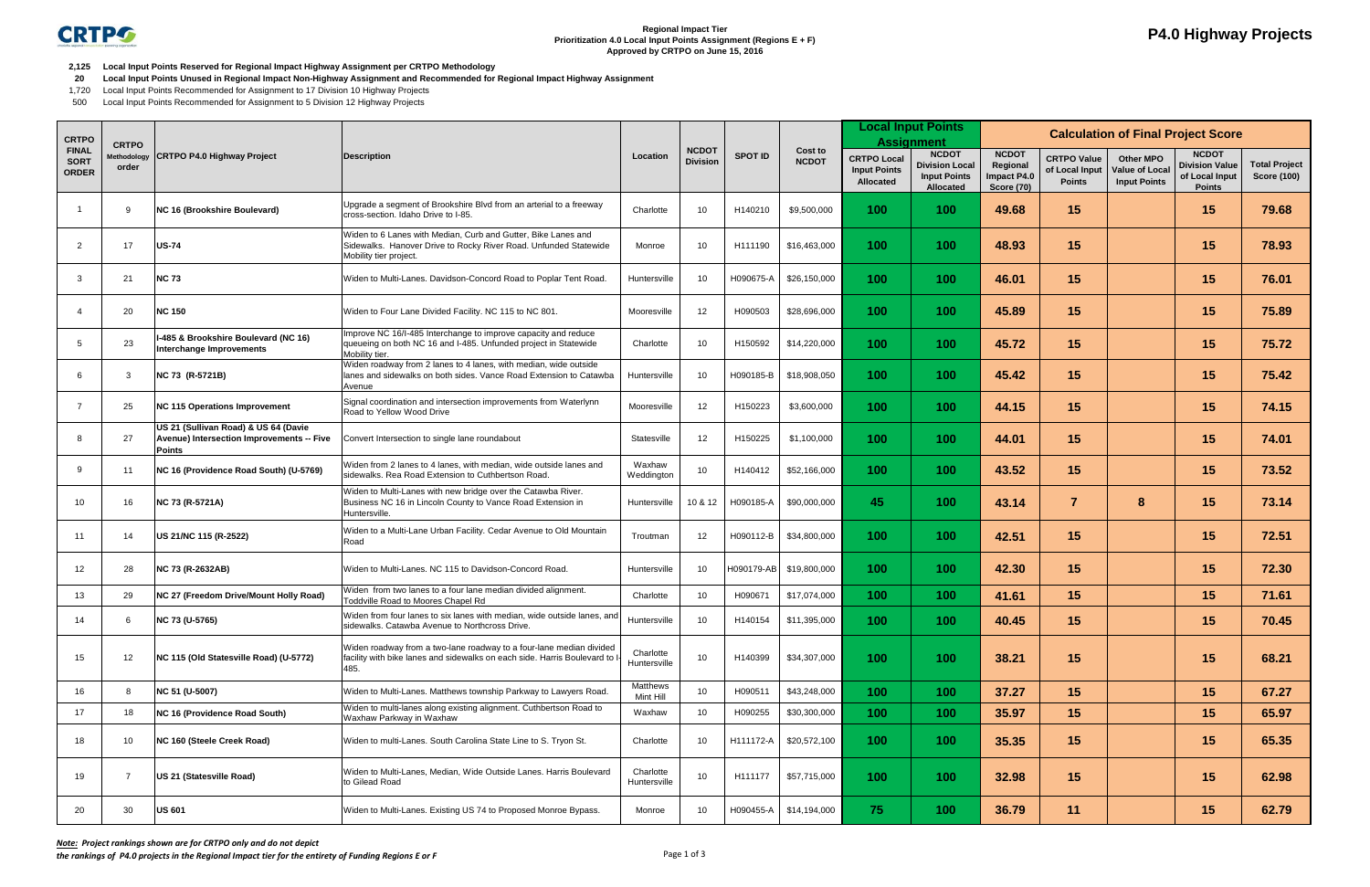**Regional Impact Tier**
**Prioritization 4.0 Local Input Points Assignment (Regions E + F)**
**Approved by CRTPO on June 15, 2016**

# P4.0 Highway Projects

**2,125 Local Input Points Reserved for Regional Impact Highway Assignment per CRTPO Methodology**
**20 Local Input Points Unused in Regional Impact Non-Highway Assignment and Recommended for Regional Impact Highway Assignment**
1,720 Local Input Points Recommended for Assignment to 17 Division 10 Highway Projects
500 Local Input Points Recommended for Assignment to 5 Division 12 Highway Projects

| CRTPO FINAL SORT ORDER | CRTPO Methodology order | CRTPO P4.0 Highway Project | Description | Location | NCDOT Division | SPOT ID | Cost to NCDOT | Local Input Points Assignment | | Calculation of Final Project Score | | | | |
|---|---|---|---|---|---|---|---|---|---|---|---|---|---|---|
| | | | | | | | | CRTPO Local Input Points Allocated | NCDOT Division Local Input Points Allocated | NCDOT Regional Impact P4.0 Score (70) | CRTPO Value of Local Input Points | Other MPO Value of Local Input Points | NCDOT Division Value of Local Input Points | Total Project Score (100) |
| 1 | 9 | NC 16 (Brookshire Boulevard) | Upgrade a segment of Brookshire Blvd from an arterial to a freeway cross-section. Idaho Drive to I-85. | Charlotte | 10 | H140210 | $9,500,000 | 100 | 100 | 49.68 | 15 | | 15 | 79.68 |
| 2 | 17 | US-74 | Widen to 6 Lanes with Median, Curb and Gutter, Bike Lanes and Sidewalks. Hanover Drive to Rocky River Road. Unfunded Statewide Mobility tier project. | Monroe | 10 | H111190 | $16,463,000 | 100 | 100 | 48.93 | 15 | | 15 | 78.93 |
| 3 | 21 | NC 73 | Widen to Multi-Lanes. Davidson-Concord Road to Poplar Tent Road. | Huntersville | 10 | H090675-A | $26,150,000 | 100 | 100 | 46.01 | 15 | | 15 | 76.01 |
| 4 | 20 | NC 150 | Widen to Four Lane Divided Facility. NC 115 to NC 801. | Mooresville | 12 | H090503 | $28,696,000 | 100 | 100 | 45.89 | 15 | | 15 | 75.89 |
| 5 | 23 | I-485 & Brookshire Boulevard (NC 16) Interchange Improvements | Improve NC 16/I-485 Interchange to improve capacity and reduce queueing on both NC 16 and I-485. Unfunded project in Statewide Mobility tier. | Charlotte | 10 | H150592 | $14,220,000 | 100 | 100 | 45.72 | 15 | | 15 | 75.72 |
| 6 | 3 | NC 73 (R-5721B) | Widen roadway from 2 lanes to 4 lanes, with median, wide outside lanes and sidewalks on both sides. Vance Road Extension to Catawba Avenue | Huntersville | 10 | H090185-B | $18,908,050 | 100 | 100 | 45.42 | 15 | | 15 | 75.42 |
| 7 | 25 | NC 115 Operations Improvement | Signal coordination and intersection improvements from Waterlynn Road to Yellow Wood Drive | Mooresville | 12 | H150223 | $3,600,000 | 100 | 100 | 44.15 | 15 | | 15 | 74.15 |
| 8 | 27 | US 21 (Sullivan Road) & US 64 (Davie Avenue) Intersection Improvements -- Five Points | Convert Intersection to single lane roundabout | Statesville | 12 | H150225 | $1,100,000 | 100 | 100 | 44.01 | 15 | | 15 | 74.01 |
| 9 | 11 | NC 16 (Providence Road South) (U-5769) | Widen from 2 lanes to 4 lanes, with median, wide outside lanes and sidewalks. Rea Road Extension to Cuthbertson Road. | Waxhaw Weddington | 10 | H140412 | $52,166,000 | 100 | 100 | 43.52 | 15 | | 15 | 73.52 |
| 10 | 16 | NC 73 (R-5721A) | Widen to Multi-Lanes with new bridge over the Catawba River. Business NC 16 in Lincoln County to Vance Road Extension in Huntersville. | Huntersville | 10 & 12 | H090185-A | $90,000,000 | 45 | 100 | 43.14 | 7 | 8 | 15 | 73.14 |
| 11 | 14 | US 21/NC 115 (R-2522) | Widen to a Multi-Lane Urban Facility. Cedar Avenue to Old Mountain Road | Troutman | 12 | H090112-B | $34,800,000 | 100 | 100 | 42.51 | 15 | | 15 | 72.51 |
| 12 | 28 | NC 73 (R-2632AB) | Widen to Multi-Lanes. NC 115 to Davidson-Concord Road. | Huntersville | 10 | H090179-AB | $19,800,000 | 100 | 100 | 42.30 | 15 | | 15 | 72.30 |
| 13 | 29 | NC 27 (Freedom Drive/Mount Holly Road) | Widen from two lanes to a four lane median divided alignment. Toddville Road to Moores Chapel Rd | Charlotte | 10 | H090671 | $17,074,000 | 100 | 100 | 41.61 | 15 | | 15 | 71.61 |
| 14 | 6 | NC 73 (U-5765) | Widen from four lanes to six lanes with median, wide outside lanes, and sidewalks. Catawba Avenue to Northcross Drive. | Huntersville | 10 | H140154 | $11,395,000 | 100 | 100 | 40.45 | 15 | | 15 | 70.45 |
| 15 | 12 | NC 115 (Old Statesville Road) (U-5772) | Widen roadway from a two-lane roadway to a four-lane median divided facility with bike lanes and sidewalks on each side. Harris Boulevard to I-485. | Charlotte Huntersville | 10 | H140399 | $34,307,000 | 100 | 100 | 38.21 | 15 | | 15 | 68.21 |
| 16 | 8 | NC 51 (U-5007) | Widen to Multi-Lanes. Matthews township Parkway to Lawyers Road. | Matthews Mint Hill | 10 | H090511 | $43,248,000 | 100 | 100 | 37.27 | 15 | | 15 | 67.27 |
| 17 | 18 | NC 16 (Providence Road South) | Widen to multi-lanes along existing alignment. Cuthbertson Road to Waxhaw Parkway in Waxhaw | Waxhaw | 10 | H090255 | $30,300,000 | 100 | 100 | 35.97 | 15 | | 15 | 65.97 |
| 18 | 10 | NC 160 (Steele Creek Road) | Widen to multi-Lanes. South Carolina State Line to S. Tryon St. | Charlotte | 10 | H111172-A | $20,572,100 | 100 | 100 | 35.35 | 15 | | 15 | 65.35 |
| 19 | 7 | US 21 (Statesville Road) | Widen to Multi-Lanes, Median, Wide Outside Lanes. Harris Boulevard to Gilead Road | Charlotte Huntersville | 10 | H111177 | $57,715,000 | 100 | 100 | 32.98 | 15 | | 15 | 62.98 |
| 20 | 30 | US 601 | Widen to Multi-Lanes. Existing US 74 to Proposed Monroe Bypass. | Monroe | 10 | H090455-A | $14,194,000 | 75 | 100 | 36.79 | 11 | | 15 | 62.79 |

***Note:*** ***Project rankings shown are for CRTPO only and do not depict the rankings of P4.0 projects in the Regional Impact tier for the entirety of Funding Regions E or F***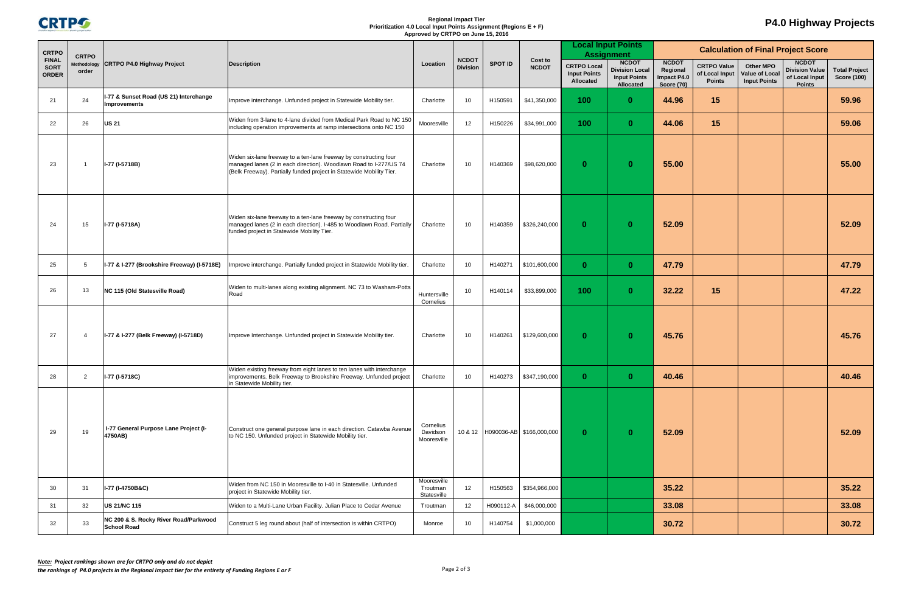**Regional Impact Tier**
**Prioritization 4.0 Local Input Points Assignment (Regions E + F)**
**Approved by CRTPO on June 15, 2016**

# P4.0 Highway Projects

| CRTPO FINAL SORT ORDER | CRTPO Methodology order | CRTPO P4.0 Highway Project | Description | Location | NCDOT Division | SPOT ID | Cost to NCDOT | Local Input Points Assignment | | Calculation of Final Project Score | | | | |
|---|---|---|---|---|---|---|---|---|---|---|---|---|---|---|
| | | | | | | | | CRTPO Local Input Points Allocated | NCDOT Division Local Input Points Allocated | NCDOT Regional Impact P4.0 Score (70) | CRTPO Value of Local Input Points | Other MPO Value of Local Input Points | NCDOT Division Value of Local Input Points | Total Project Score (100) |
| 21 | 24 | I-77 & Sunset Road (US 21) Interchange Improvements | Improve interchange. Unfunded project in Statewide Mobility tier. | Charlotte | 10 | H150591 | $41,350,000 | 100 | 0 | 44.96 | 15 | | | 59.96 |
| 22 | 26 | US 21 | Widen from 3-lane to 4-lane divided from Medical Park Road to NC 150 including operation improvements at ramp intersections onto NC 150 | Mooresville | 12 | H150226 | $34,991,000 | 100 | 0 | 44.06 | 15 | | | 59.06 |
| 23 | 1 | I-77 (I-5718B) | Widen six-lane freeway to a ten-lane freeway by constructing four managed lanes (2 in each direction). Woodlawn Road to I-277/US 74 (Belk Freeway). Partially funded project in Statewide Mobility Tier. | Charlotte | 10 | H140369 | $98,620,000 | 0 | 0 | 55.00 | | | | 55.00 |
| 24 | 15 | I-77 (I-5718A) | Widen six-lane freeway to a ten-lane freeway by constructing four managed lanes (2 in each direction). I-485 to Woodlawn Road. Partially funded project in Statewide Mobility Tier. | Charlotte | 10 | H140359 | $326,240,000 | 0 | 0 | 52.09 | | | | 52.09 |
| 25 | 5 | I-77 & I-277 (Brookshire Freeway) (I-5718E) | Improve interchange. Partially funded project in Statewide Mobility tier. | Charlotte | 10 | H140271 | $101,600,000 | 0 | 0 | 47.79 | | | | 47.79 |
| 26 | 13 | NC 115 (Old Statesville Road) | Widen to multi-lanes along existing alignment. NC 73 to Washam-Potts Road | Huntersville Cornelius | 10 | H140114 | $33,899,000 | 100 | 0 | 32.22 | 15 | | | 47.22 |
| 27 | 4 | I-77 & I-277 (Belk Freeway) (I-5718D) | Improve Interchange. Unfunded project in Statewide Mobility tier. | Charlotte | 10 | H140261 | $129,600,000 | 0 | 0 | 45.76 | | | | 45.76 |
| 28 | 2 | I-77 (I-5718C) | Widen existing freeway from eight lanes to ten lanes with interchange improvements. Belk Freeway to Brookshire Freeway. Unfunded project in Statewide Mobility tier. | Charlotte | 10 | H140273 | $347,190,000 | 0 | 0 | 40.46 | | | | 40.46 |
| 29 | 19 | I-77 General Purpose Lane Project (I-4750AB) | Construct one general purpose lane in each direction. Catawba Avenue to NC 150. Unfunded project in Statewide Mobility tier. | Cornelius Davidson Mooresville | 10 & 12 | H090036-AB | $166,000,000 | 0 | 0 | 52.09 | | | | 52.09 |
| 30 | 31 | I-77 (I-4750B&C) | Widen from NC 150 in Mooresville to I-40 in Statesville. Unfunded project in Statewide Mobility tier. | Mooresville Troutman Statesville | 12 | H150563 | $354,966,000 | | | 35.22 | | | | 35.22 |
| 31 | 32 | US 21/NC 115 | Widen to a Multi-Lane Urban Facility. Julian Place to Cedar Avenue | Troutman | 12 | H090112-A | $46,000,000 | | | 33.08 | | | | 33.08 |
| 32 | 33 | NC 200 & S. Rocky River Road/Parkwood School Road | Construct 5 leg round about (half of intersection is within CRTPO) | Monroe | 10 | H140754 | $1,000,000 | | | 30.72 | | | | 30.72 |

***Note:** Project rankings shown are for CRTPO only and do not depict the rankings of P4.0 projects in the Regional Impact tier for the entirety of Funding Regions E or F*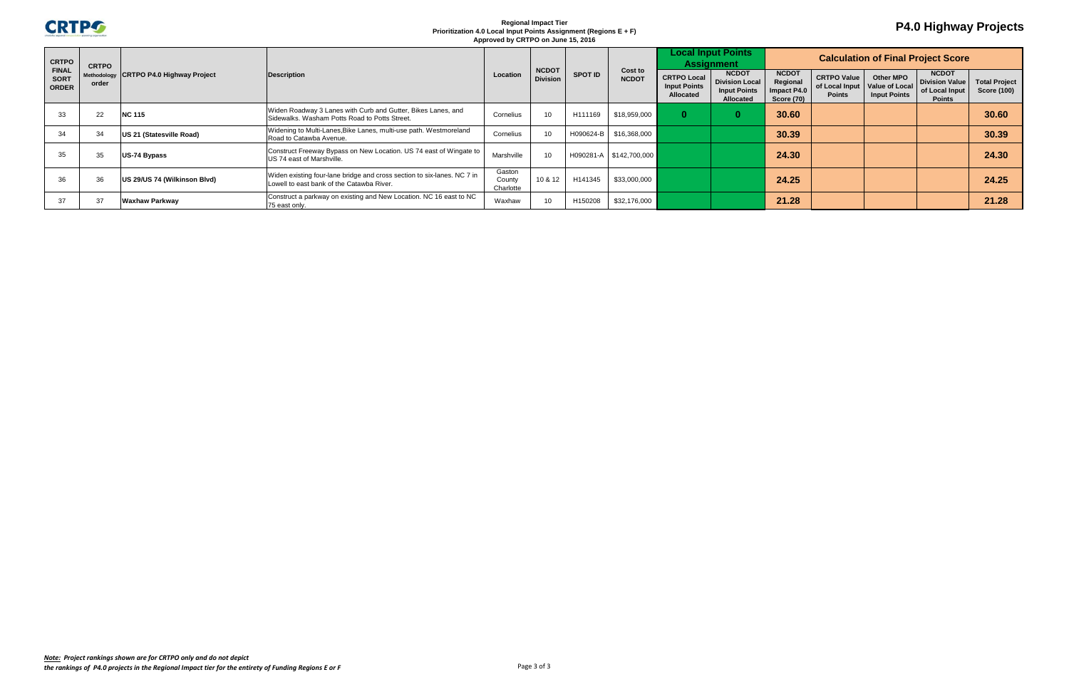# P4.0 Highway Projects

**Regional Impact Tier**
**Prioritization 4.0 Local Input Points Assignment (Regions E + F)**
**Approved by CRTPO on June 15, 2016**

| CRTPO FINAL SORT ORDER | CRTPO Methodology order | CRTPO P4.0 Highway Project | Description | Location | NCDOT Division | SPOT ID | Cost to NCDOT | Local Input Points Assignment | | Calculation of Final Project Score | | | | |
|---|---|---|---|---|---|---|---|---|---|---|---|---|---|---|
| | | | | | | | | CRTPO Local Input Points Allocated | NCDOT Division Local Input Points Allocated | NCDOT Regional Impact P4.0 Score (70) | CRTPO Value of Local Input Points | Other MPO Value of Local Input Points | NCDOT Division Value of Local Input Points | Total Project Score (100) |
| 33 | 22 | **NC 115** | Widen Roadway 3 Lanes with Curb and Gutter, Bikes Lanes, and Sidewalks. Washam Potts Road to Potts Street. | Cornelius | 10 | H111169 | $18,959,000 | **0** | **0** | **30.60** | | | | **30.60** |
| 34 | 34 | **US 21 (Statesville Road)** | Widening to Multi-Lanes,Bike Lanes, multi-use path. Westmoreland Road to Catawba Avenue. | Cornelius | 10 | H090624-B | $16,368,000 | | | **30.39** | | | | **30.39** |
| 35 | 35 | **US-74 Bypass** | Construct Freeway Bypass on New Location. US 74 east of Wingate to US 74 east of Marshville. | Marshville | 10 | H090281-A | $142,700,000 | | | **24.30** | | | | **24.30** |
| 36 | 36 | **US 29/US 74 (Wilkinson Blvd)** | Widen existing four-lane bridge and cross section to six-lanes. NC 7 in Lowell to east bank of the Catawba River. | Gaston County Charlotte | 10 & 12 | H141345 | $33,000,000 | | | **24.25** | | | | **24.25** |
| 37 | 37 | **Waxhaw Parkway** | Construct a parkway on existing and New Location. NC 16 east to NC 75 east only. | Waxhaw | 10 | H150208 | $32,176,000 | | | **21.28** | | | | **21.28** |

***Note:** Project rankings shown are for CRTPO only and do not depict the rankings of P4.0 projects in the Regional Impact tier for the entirety of Funding Regions E or F*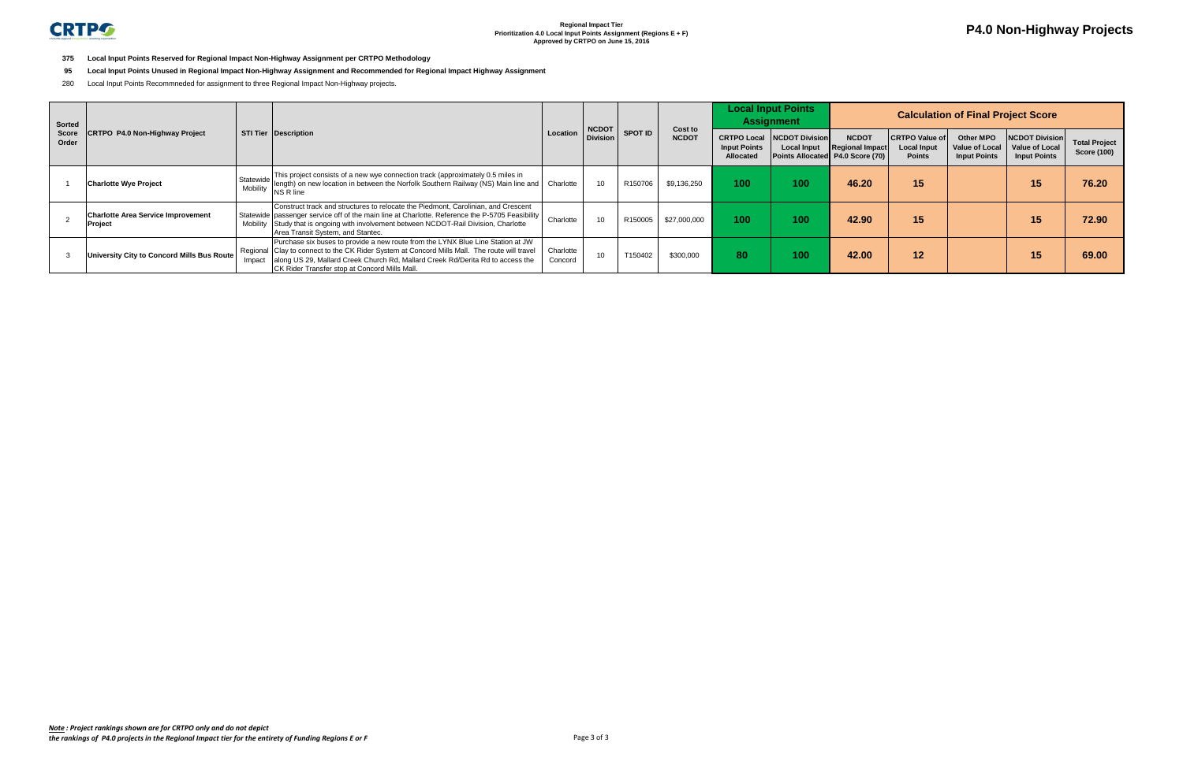**Regional Impact Tier**
**Prioritization 4.0 Local Input Points Assignment (Regions E + F)**
**Approved by CRTPO on June 15, 2016**

# P4.0 Non-Highway Projects

**375** **Local Input Points Reserved for Regional Impact Non-Highway Assignment per CRTPO Methodology**

**95** **Local Input Points Unused in Regional Impact Non-Highway Assignment and Recommended for Regional Impact Highway Assignment**

280 Local Input Points Recommneded for assignment to three Regional Impact Non-Highway projects.

| Sorted Score Order | CRTPO P4.0 Non-Highway Project | STI Tier | Description | Location | NCDOT Division | SPOT ID | Cost to NCDOT | Local Input Points Assignment | | Calculation of Final Project Score | | | | |
|---|---|---|---|---|---|---|---|---|---|---|---|---|---|---|
| | | | | | | | | CRTPO Local Input Points Allocated | NCDOT Division Local Input Points Allocated | NCDOT Regional Impact P4.0 Score (70) | CRTPO Value of Local Input Points | Other MPO Value of Local Input Points | NCDOT Division Value of Local Input Points | Total Project Score (100) |
| 1 | **Charlotte Wye Project** | Statewide Mobility | This project consists of a new wye connection track (approximately 0.5 miles in length) on new location in between the Norfolk Southern Railway (NS) Main line and NS R line | Charlotte | 10 | R150706 | $9,136,250 | 100 | 100 | 46.20 | 15 | | 15 | 76.20 |
| 2 | **Charlotte Area Service Improvement Project** | Statewide Mobility | Construct track and structures to relocate the Piedmont, Carolinian, and Crescent passenger service off of the main line at Charlotte. Reference the P-5705 Feasibility Study that is ongoing with involvement between NCDOT-Rail Division, Charlotte Area Transit System, and Stantec. | Charlotte | 10 | R150005 | $27,000,000 | 100 | 100 | 42.90 | 15 | | 15 | 72.90 |
| 3 | **University City to Concord Mills Bus Route** | Regional Impact | Purchase six buses to provide a new route from the LYNX Blue Line Station at JW Clay to connect to the CK Rider System at Concord Mills Mall. The route will travel along US 29, Mallard Creek Church Rd, Mallard Creek Rd/Derita Rd to access the CK Rider Transfer stop at Concord Mills Mall. | Charlotte Concord | 10 | T150402 | $300,000 | 80 | 100 | 42.00 | 12 | | 15 | 69.00 |

***Note : Project rankings shown are for CRTPO only and do not depict the rankings of P4.0 projects in the Regional Impact tier for the entirety of Funding Regions E or F***